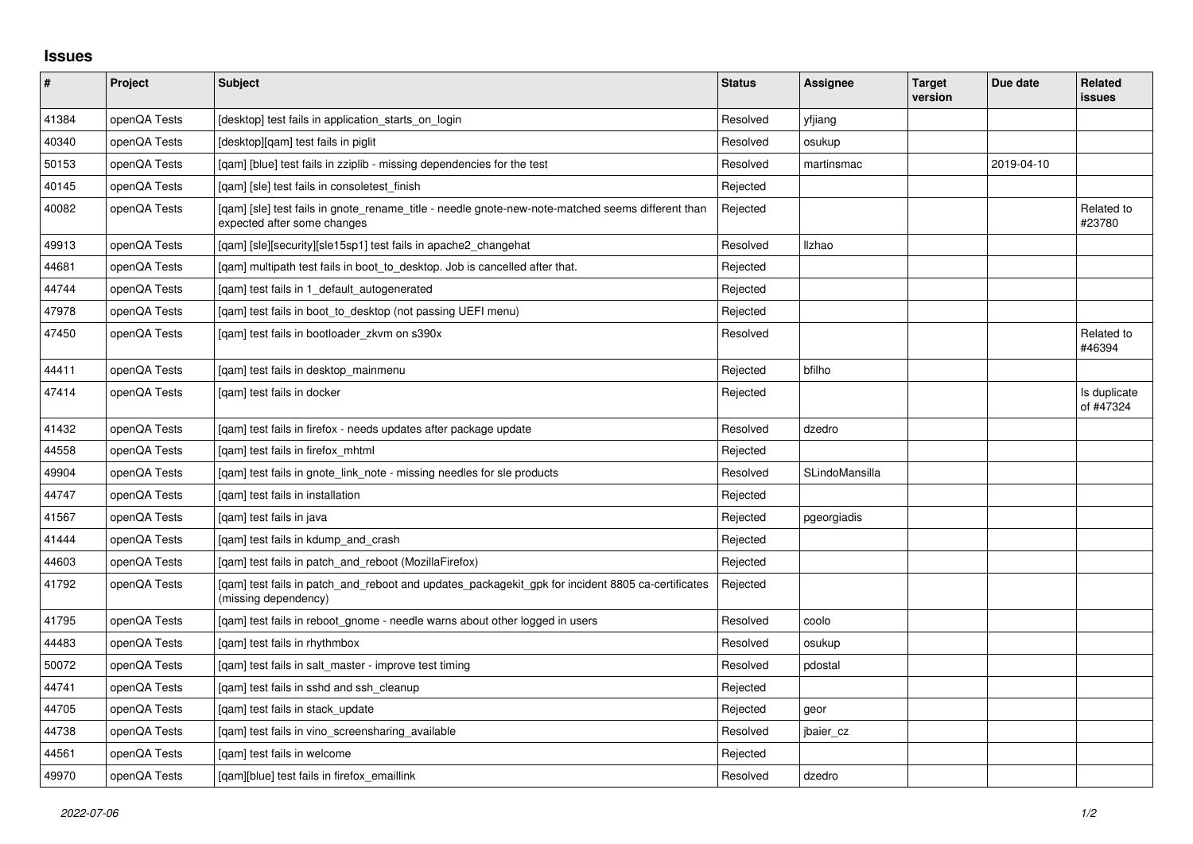# Issues

| # | Project | Subject | Status | Assignee | Target version | Due date | Related issues |
|---|---|---|---|---|---|---|---|
| 41384 | openQA Tests | [desktop] test fails in application_starts_on_login | Resolved | yfjiang | | | |
| 40340 | openQA Tests | [desktop][qam] test fails in piglit | Resolved | osukup | | | |
| 50153 | openQA Tests | [qam] [blue] test fails in zziplib - missing dependencies for the test | Resolved | martinsmac | | 2019-04-10 | |
| 40145 | openQA Tests | [qam] [sle] test fails in consoletest_finish | Rejected | | | | |
| 40082 | openQA Tests | [qam] [sle] test fails in gnote_rename_title - needle gnote-new-note-matched seems different than expected after some changes | Rejected | | | | Related to #23780 |
| 49913 | openQA Tests | [qam] [sle][security][sle15sp1] test fails in apache2_changehat | Resolved | llzhao | | | |
| 44681 | openQA Tests | [qam] multipath test fails in boot_to_desktop. Job is cancelled after that. | Rejected | | | | |
| 44744 | openQA Tests | [qam] test fails in 1_default_autogenerated | Rejected | | | | |
| 47978 | openQA Tests | [qam] test fails in boot_to_desktop (not passing UEFI menu) | Rejected | | | | |
| 47450 | openQA Tests | [qam] test fails in bootloader_zkvm on s390x | Resolved | | | | Related to #46394 |
| 44411 | openQA Tests | [qam] test fails in desktop_mainmenu | Rejected | bfilho | | | |
| 47414 | openQA Tests | [qam] test fails in docker | Rejected | | | | Is duplicate of #47324 |
| 41432 | openQA Tests | [qam] test fails in firefox - needs updates after package update | Resolved | dzedro | | | |
| 44558 | openQA Tests | [qam] test fails in firefox_mhtml | Rejected | | | | |
| 49904 | openQA Tests | [qam] test fails in gnote_link_note - missing needles for sle products | Resolved | SLindoMansilla | | | |
| 44747 | openQA Tests | [qam] test fails in installation | Rejected | | | | |
| 41567 | openQA Tests | [qam] test fails in java | Rejected | pgeorgiadis | | | |
| 41444 | openQA Tests | [qam] test fails in kdump_and_crash | Rejected | | | | |
| 44603 | openQA Tests | [qam] test fails in patch_and_reboot (MozillaFirefox) | Rejected | | | | |
| 41792 | openQA Tests | [qam] test fails in patch_and_reboot and updates_packagekit_gpk for incident 8805 ca-certificates (missing dependency) | Rejected | | | | |
| 41795 | openQA Tests | [qam] test fails in reboot_gnome - needle warns about other logged in users | Resolved | coolo | | | |
| 44483 | openQA Tests | [qam] test fails in rhythmbox | Resolved | osukup | | | |
| 50072 | openQA Tests | [qam] test fails in salt_master - improve test timing | Resolved | pdostal | | | |
| 44741 | openQA Tests | [qam] test fails in sshd and ssh_cleanup | Rejected | | | | |
| 44705 | openQA Tests | [qam] test fails in stack_update | Rejected | geor | | | |
| 44738 | openQA Tests | [qam] test fails in vino_screensharing_available | Resolved | jbaier_cz | | | |
| 44561 | openQA Tests | [qam] test fails in welcome | Rejected | | | | |
| 49970 | openQA Tests | [qam][blue] test fails in firefox_emaillink | Resolved | dzedro | | | |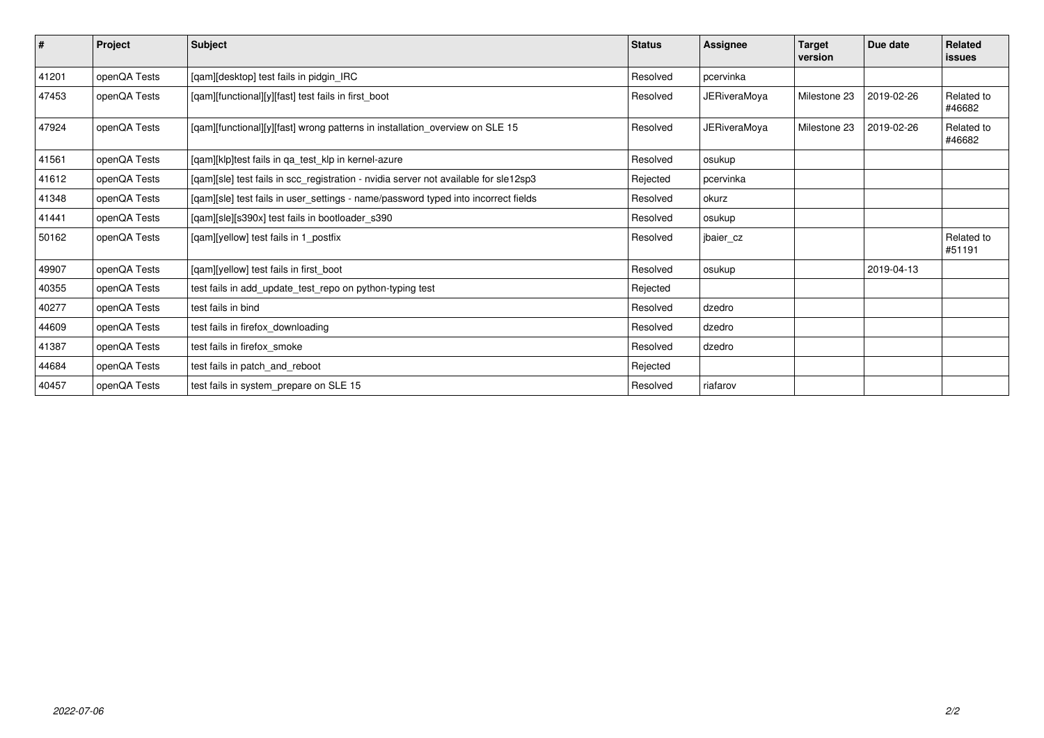| # | Project | Subject | Status | Assignee | Target version | Due date | Related issues |
|---|---|---|---|---|---|---|---|
| 41201 | openQA Tests | [qam][desktop] test fails in pidgin_IRC | Resolved | pcervinka | | | |
| 47453 | openQA Tests | [qam][functional][y][fast] test fails in first_boot | Resolved | JERiveraMoya | Milestone 23 | 2019-02-26 | Related to #46682 |
| 47924 | openQA Tests | [qam][functional][y][fast] wrong patterns in installation_overview on SLE 15 | Resolved | JERiveraMoya | Milestone 23 | 2019-02-26 | Related to #46682 |
| 41561 | openQA Tests | [qam][klp]test fails in qa_test_klp in kernel-azure | Resolved | osukup | | | |
| 41612 | openQA Tests | [qam][sle] test fails in scc_registration - nvidia server not available for sle12sp3 | Rejected | pcervinka | | | |
| 41348 | openQA Tests | [qam][sle] test fails in user_settings - name/password typed into incorrect fields | Resolved | okurz | | | |
| 41441 | openQA Tests | [qam][sle][s390x] test fails in bootloader_s390 | Resolved | osukup | | | |
| 50162 | openQA Tests | [qam][yellow] test fails in 1_postfix | Resolved | jbaier_cz | | | Related to #51191 |
| 49907 | openQA Tests | [qam][yellow] test fails in first_boot | Resolved | osukup | | 2019-04-13 | |
| 40355 | openQA Tests | test fails in add_update_test_repo on python-typing test | Rejected | | | | |
| 40277 | openQA Tests | test fails in bind | Resolved | dzedro | | | |
| 44609 | openQA Tests | test fails in firefox_downloading | Resolved | dzedro | | | |
| 41387 | openQA Tests | test fails in firefox_smoke | Resolved | dzedro | | | |
| 44684 | openQA Tests | test fails in patch_and_reboot | Rejected | | | | |
| 40457 | openQA Tests | test fails in system_prepare on SLE 15 | Resolved | riafarov | | | |